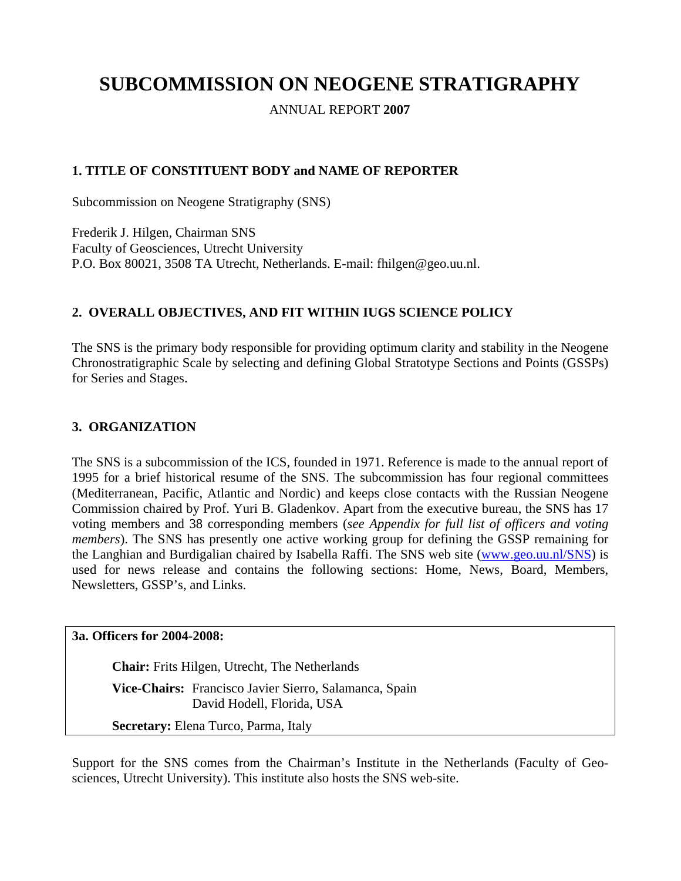# SUBCOMMISSION ON NEOGENE STRATIGRAPHY

ANNUAL REPORT **2007**

## 1. TITLE OF CONSTITUENT BODY and NAME OF REPORTER

Subcommission on Neogene Stratigraphy (SNS)

Frederik J. Hilgen, Chairman SNS
Faculty of Geosciences, Utrecht University
P.O. Box 80021, 3508 TA Utrecht, Netherlands. E-mail: fhilgen@geo.uu.nl.

## 2. OVERALL OBJECTIVES, AND FIT WITHIN IUGS SCIENCE POLICY

The SNS is the primary body responsible for providing optimum clarity and stability in the Neogene Chronostratigraphic Scale by selecting and defining Global Stratotype Sections and Points (GSSPs) for Series and Stages.

## 3. ORGANIZATION

The SNS is a subcommission of the ICS, founded in 1971. Reference is made to the annual report of 1995 for a brief historical resume of the SNS. The subcommission has four regional committees (Mediterranean, Pacific, Atlantic and Nordic) and keeps close contacts with the Russian Neogene Commission chaired by Prof. Yuri B. Gladenkov. Apart from the executive bureau, the SNS has 17 voting members and 38 corresponding members (*see Appendix for full list of officers and voting members*). The SNS has presently one active working group for defining the GSSP remaining for the Langhian and Burdigalian chaired by Isabella Raffi. The SNS web site (www.geo.uu.nl/SNS) is used for news release and contains the following sections: Home, News, Board, Members, Newsletters, GSSP's, and Links.

### 3a. Officers for 2004-2008:

**Chair:** Frits Hilgen, Utrecht, The Netherlands

**Vice-Chairs:** Francisco Javier Sierro, Salamanca, Spain
David Hodell, Florida, USA

**Secretary:** Elena Turco, Parma, Italy

Support for the SNS comes from the Chairman's Institute in the Netherlands (Faculty of Geosciences, Utrecht University). This institute also hosts the SNS web-site.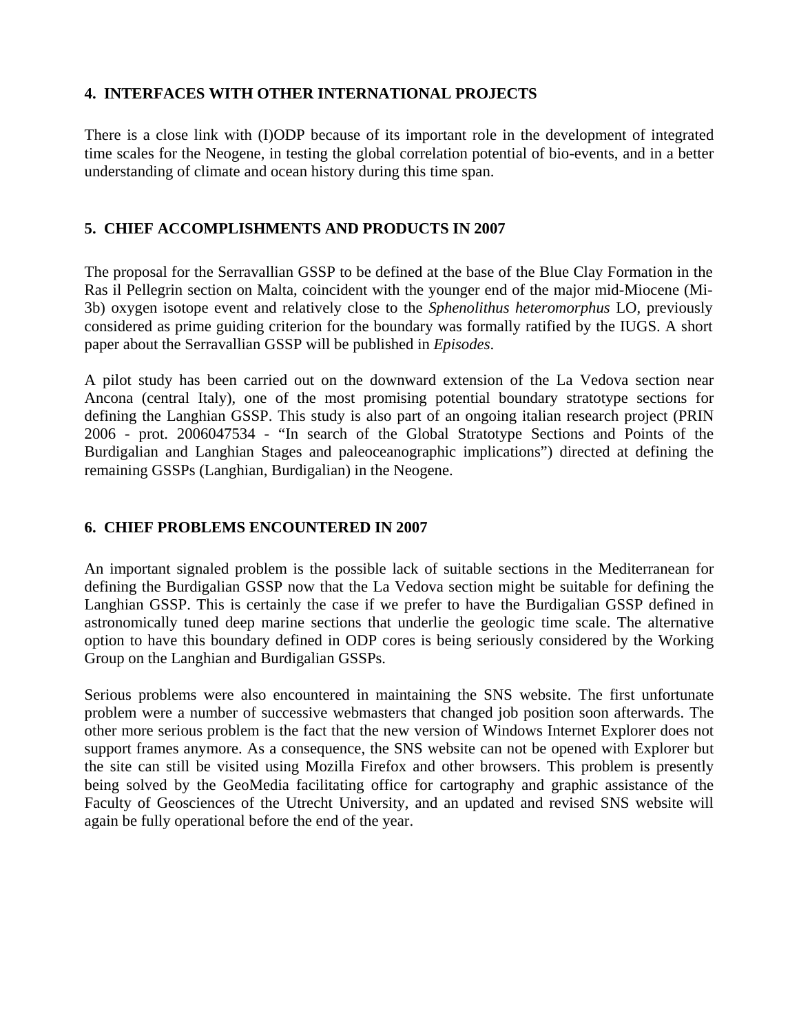## 4. INTERFACES WITH OTHER INTERNATIONAL PROJECTS

There is a close link with (I)ODP because of its important role in the development of integrated time scales for the Neogene, in testing the global correlation potential of bio-events, and in a better understanding of climate and ocean history during this time span.

## 5. CHIEF ACCOMPLISHMENTS AND PRODUCTS IN 2007

The proposal for the Serravallian GSSP to be defined at the base of the Blue Clay Formation in the Ras il Pellegrin section on Malta, coincident with the younger end of the major mid-Miocene (Mi-3b) oxygen isotope event and relatively close to the *Sphenolithus heteromorphus* LO, previously considered as prime guiding criterion for the boundary was formally ratified by the IUGS. A short paper about the Serravallian GSSP will be published in *Episodes*.

A pilot study has been carried out on the downward extension of the La Vedova section near Ancona (central Italy), one of the most promising potential boundary stratotype sections for defining the Langhian GSSP. This study is also part of an ongoing italian research project (PRIN 2006 - prot. 2006047534 - "In search of the Global Stratotype Sections and Points of the Burdigalian and Langhian Stages and paleoceanographic implications") directed at defining the remaining GSSPs (Langhian, Burdigalian) in the Neogene.

## 6. CHIEF PROBLEMS ENCOUNTERED IN 2007

An important signaled problem is the possible lack of suitable sections in the Mediterranean for defining the Burdigalian GSSP now that the La Vedova section might be suitable for defining the Langhian GSSP. This is certainly the case if we prefer to have the Burdigalian GSSP defined in astronomically tuned deep marine sections that underlie the geologic time scale. The alternative option to have this boundary defined in ODP cores is being seriously considered by the Working Group on the Langhian and Burdigalian GSSPs.

Serious problems were also encountered in maintaining the SNS website. The first unfortunate problem were a number of successive webmasters that changed job position soon afterwards. The other more serious problem is the fact that the new version of Windows Internet Explorer does not support frames anymore. As a consequence, the SNS website can not be opened with Explorer but the site can still be visited using Mozilla Firefox and other browsers. This problem is presently being solved by the GeoMedia facilitating office for cartography and graphic assistance of the Faculty of Geosciences of the Utrecht University, and an updated and revised SNS website will again be fully operational before the end of the year.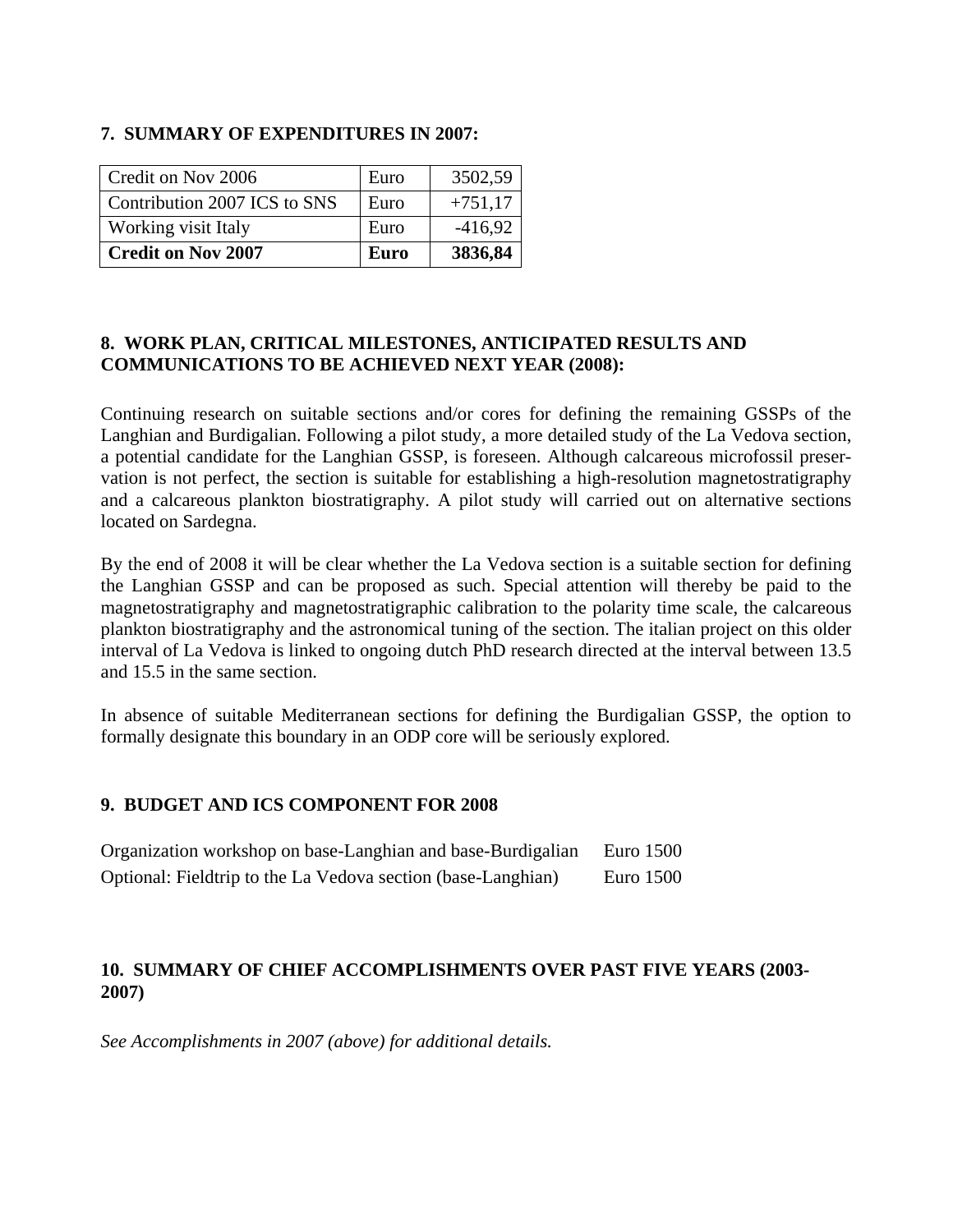## 7. SUMMARY OF EXPENDITURES IN 2007:

| | | |
|---|---|---|
| Credit on Nov 2006 | Euro | 3502,59 |
| Contribution 2007 ICS to SNS | Euro | +751,17 |
| Working visit Italy | Euro | -416,92 |
| **Credit on Nov 2007** | **Euro** | **3836,84** |

## 8. WORK PLAN, CRITICAL MILESTONES, ANTICIPATED RESULTS AND COMMUNICATIONS TO BE ACHIEVED NEXT YEAR (2008):

Continuing research on suitable sections and/or cores for defining the remaining GSSPs of the Langhian and Burdigalian. Following a pilot study, a more detailed study of the La Vedova section, a potential candidate for the Langhian GSSP, is foreseen. Although calcareous microfossil preservation is not perfect, the section is suitable for establishing a high-resolution magnetostratigraphy and a calcareous plankton biostratigraphy. A pilot study will carried out on alternative sections located on Sardegna.

By the end of 2008 it will be clear whether the La Vedova section is a suitable section for defining the Langhian GSSP and can be proposed as such. Special attention will thereby be paid to the magnetostratigraphy and magnetostratigraphic calibration to the polarity time scale, the calcareous plankton biostratigraphy and the astronomical tuning of the section. The italian project on this older interval of La Vedova is linked to ongoing dutch PhD research directed at the interval between 13.5 and 15.5 in the same section.

In absence of suitable Mediterranean sections for defining the Burdigalian GSSP, the option to formally designate this boundary in an ODP core will be seriously explored.

## 9. BUDGET AND ICS COMPONENT FOR 2008

| | |
|---|---|
| Organization workshop on base-Langhian and base-Burdigalian | Euro 1500 |
| Optional: Fieldtrip to the La Vedova section (base-Langhian) | Euro 1500 |

## 10. SUMMARY OF CHIEF ACCOMPLISHMENTS OVER PAST FIVE YEARS (2003-2007)

*See Accomplishments in 2007 (above) for additional details.*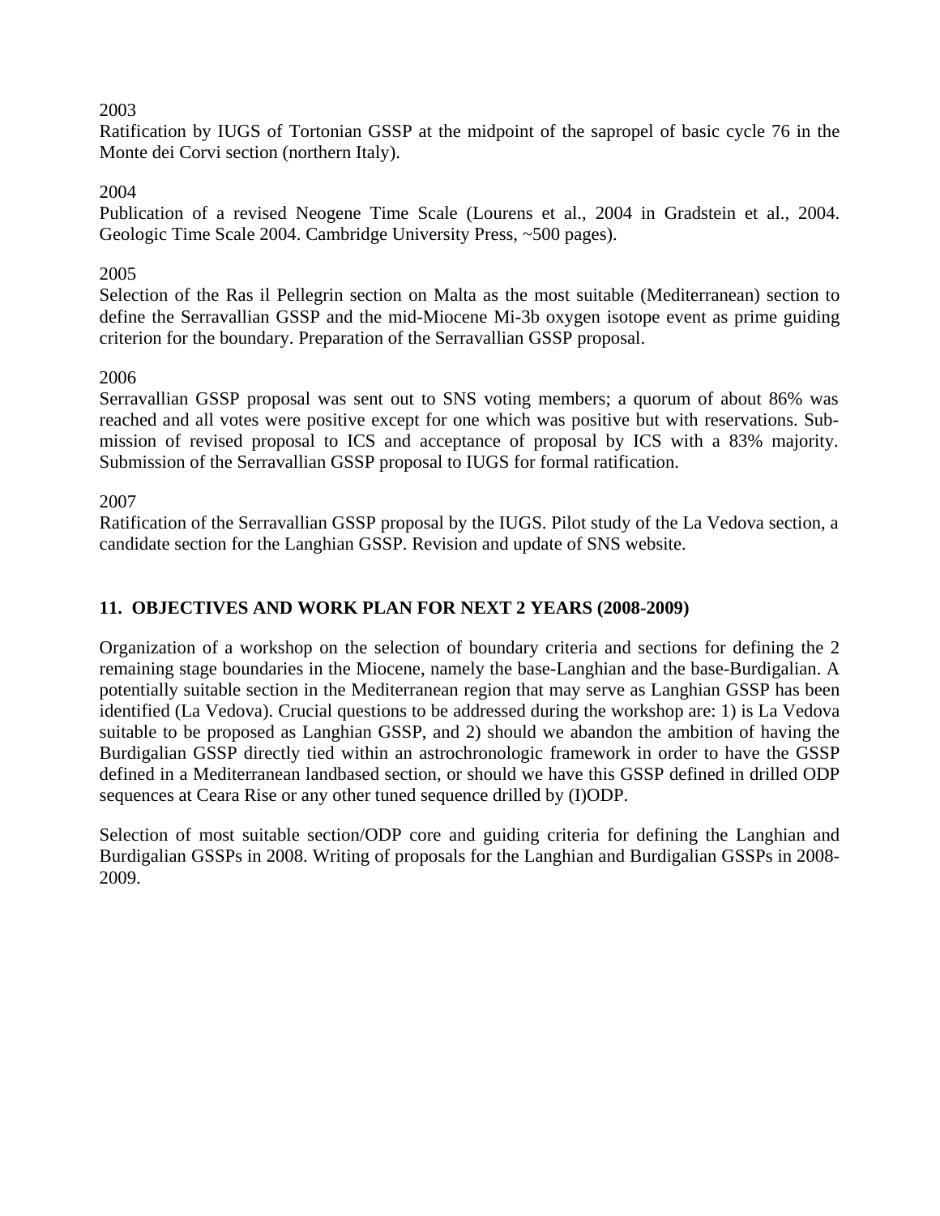2003

Ratification by IUGS of Tortonian GSSP at the midpoint of the sapropel of basic cycle 76 in the Monte dei Corvi section (northern Italy).

2004

Publication of a revised Neogene Time Scale (Lourens et al., 2004 in Gradstein et al., 2004. Geologic Time Scale 2004. Cambridge University Press, ~500 pages).

2005

Selection of the Ras il Pellegrin section on Malta as the most suitable (Mediterranean) section to define the Serravallian GSSP and the mid-Miocene Mi-3b oxygen isotope event as prime guiding criterion for the boundary. Preparation of the Serravallian GSSP proposal.

2006

Serravallian GSSP proposal was sent out to SNS voting members; a quorum of about 86% was reached and all votes were positive except for one which was positive but with reservations. Submission of revised proposal to ICS and acceptance of proposal by ICS with a 83% majority. Submission of the Serravallian GSSP proposal to IUGS for formal ratification.

2007

Ratification of the Serravallian GSSP proposal by the IUGS. Pilot study of the La Vedova section, a candidate section for the Langhian GSSP. Revision and update of SNS website.

## 11. OBJECTIVES AND WORK PLAN FOR NEXT 2 YEARS (2008-2009)

Organization of a workshop on the selection of boundary criteria and sections for defining the 2 remaining stage boundaries in the Miocene, namely the base-Langhian and the base-Burdigalian. A potentially suitable section in the Mediterranean region that may serve as Langhian GSSP has been identified (La Vedova). Crucial questions to be addressed during the workshop are: 1) is La Vedova suitable to be proposed as Langhian GSSP, and 2) should we abandon the ambition of having the Burdigalian GSSP directly tied within an astrochronologic framework in order to have the GSSP defined in a Mediterranean landbased section, or should we have this GSSP defined in drilled ODP sequences at Ceara Rise or any other tuned sequence drilled by (I)ODP.

Selection of most suitable section/ODP core and guiding criteria for defining the Langhian and Burdigalian GSSPs in 2008. Writing of proposals for the Langhian and Burdigalian GSSPs in 2008-2009.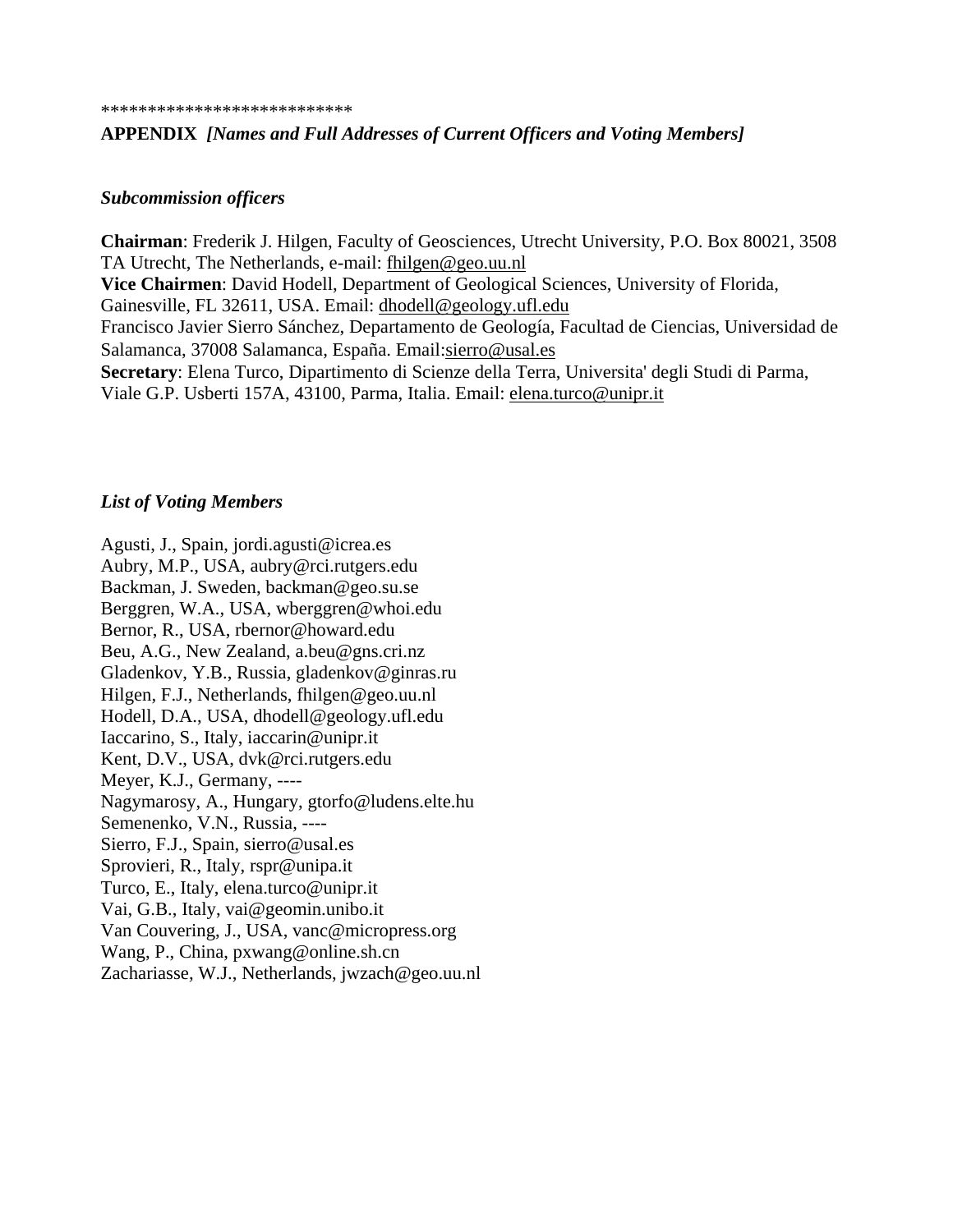***************************

**APPENDIX** ***[Names and Full Addresses of Current Officers and Voting Members]***

***Subcommission officers***

**Chairman**: Frederik J. Hilgen, Faculty of Geosciences, Utrecht University, P.O. Box 80021, 3508 TA Utrecht, The Netherlands, e-mail: fhilgen@geo.uu.nl
**Vice Chairmen**: David Hodell, Department of Geological Sciences, University of Florida, Gainesville, FL 32611, USA. Email: dhodell@geology.ufl.edu
Francisco Javier Sierro Sánchez, Departamento de Geología, Facultad de Ciencias, Universidad de Salamanca, 37008 Salamanca, España. Email:sierro@usal.es
**Secretary**: Elena Turco, Dipartimento di Scienze della Terra, Universita' degli Studi di Parma, Viale G.P. Usberti 157A, 43100, Parma, Italia. Email: elena.turco@unipr.it

***List of Voting Members***

Agusti, J., Spain, jordi.agusti@icrea.es
Aubry, M.P., USA, aubry@rci.rutgers.edu
Backman, J. Sweden, backman@geo.su.se
Berggren, W.A., USA, wberggren@whoi.edu
Bernor, R., USA, rbernor@howard.edu
Beu, A.G., New Zealand, a.beu@gns.cri.nz
Gladenkov, Y.B., Russia, gladenkov@ginras.ru
Hilgen, F.J., Netherlands, fhilgen@geo.uu.nl
Hodell, D.A., USA, dhodell@geology.ufl.edu
Iaccarino, S., Italy, iaccarin@unipr.it
Kent, D.V., USA, dvk@rci.rutgers.edu
Meyer, K.J., Germany, ----
Nagymarosy, A., Hungary, gtorfo@ludens.elte.hu
Semenenko, V.N., Russia, ----
Sierro, F.J., Spain, sierro@usal.es
Sprovieri, R., Italy, rspr@unipa.it
Turco, E., Italy, elena.turco@unipr.it
Vai, G.B., Italy, vai@geomin.unibo.it
Van Couvering, J., USA, vanc@micropress.org
Wang, P., China, pxwang@online.sh.cn
Zachariasse, W.J., Netherlands, jwzach@geo.uu.nl